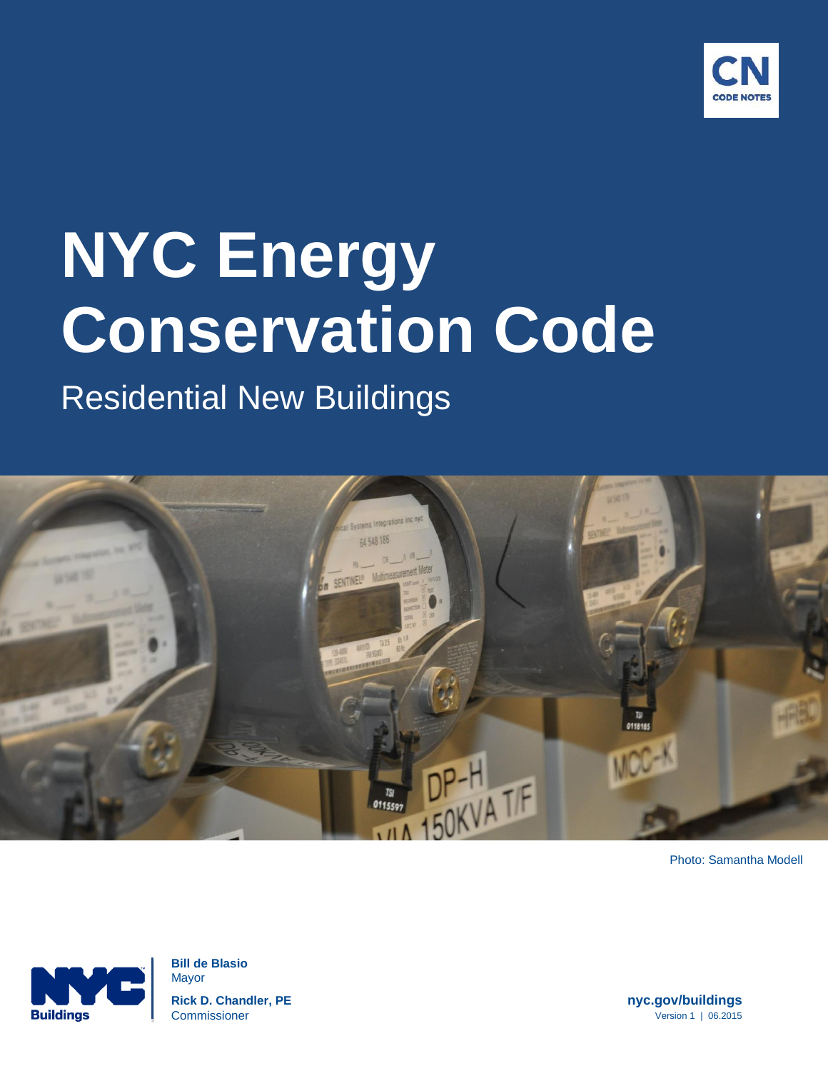CN CODE NOTES

# NYC Energy Conservation Code

## Residential New Buildings

Photo: Samantha Modell

NYC Buildings

**Bill de Blasio**
Mayor

**Rick D. Chandler, PE**
Commissioner

**nyc.gov/buildings**
Version 1 | 06.2015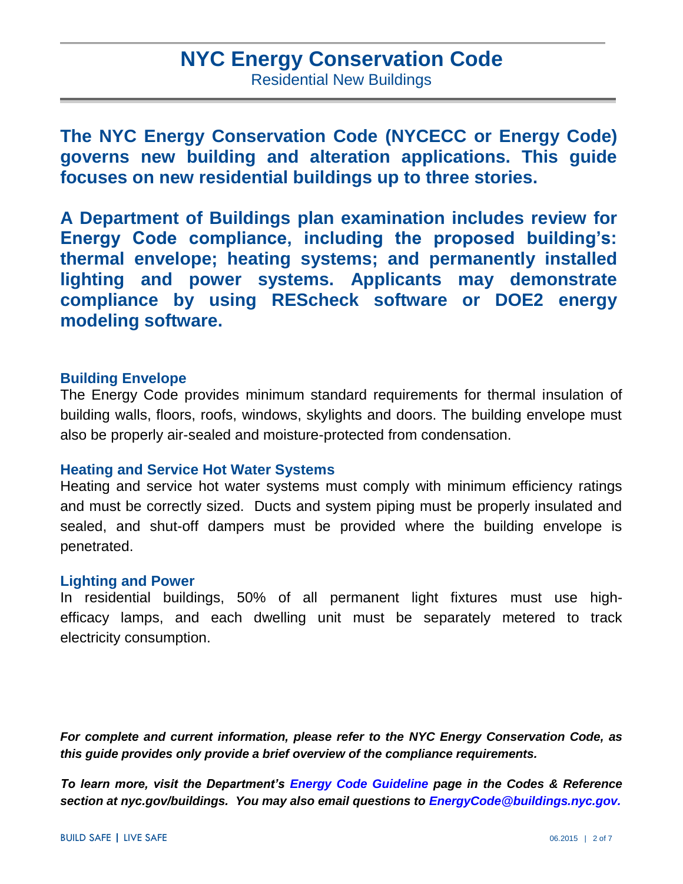# NYC Energy Conservation Code

Residential New Buildings

**The NYC Energy Conservation Code (NYCECC or Energy Code) governs new building and alteration applications. This guide focuses on new residential buildings up to three stories.**

**A Department of Buildings plan examination includes review for Energy Code compliance, including the proposed building's: thermal envelope; heating systems; and permanently installed lighting and power systems. Applicants may demonstrate compliance by using REScheck software or DOE2 energy modeling software.**

### Building Envelope

The Energy Code provides minimum standard requirements for thermal insulation of building walls, floors, roofs, windows, skylights and doors. The building envelope must also be properly air-sealed and moisture-protected from condensation.

### Heating and Service Hot Water Systems

Heating and service hot water systems must comply with minimum efficiency ratings and must be correctly sized. Ducts and system piping must be properly insulated and sealed, and shut-off dampers must be provided where the building envelope is penetrated.

### Lighting and Power

In residential buildings, 50% of all permanent light fixtures must use high-efficacy lamps, and each dwelling unit must be separately metered to track electricity consumption.

***For complete and current information, please refer to the NYC Energy Conservation Code, as this guide provides only provide a brief overview of the compliance requirements.***

***To learn more, visit the Department's Energy Code Guideline page in the Codes & Reference section at nyc.gov/buildings. You may also email questions to EnergyCode@buildings.nyc.gov.***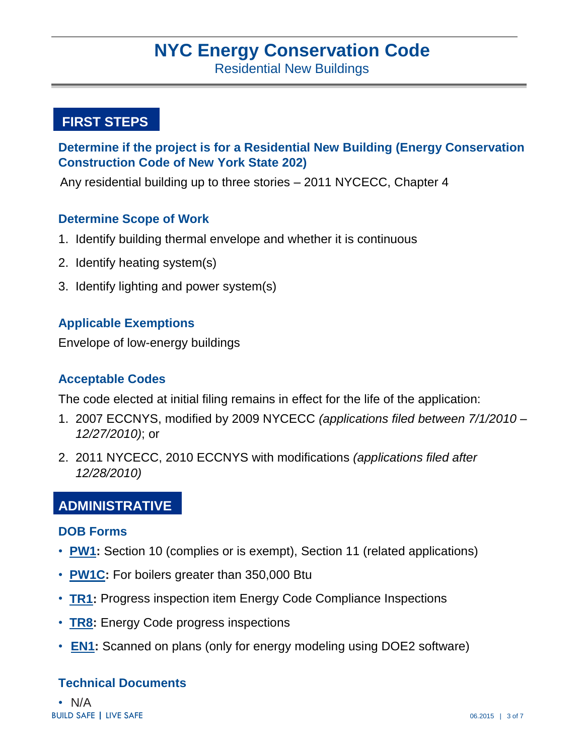# NYC Energy Conservation Code

Residential New Buildings

## FIRST STEPS

### Determine if the project is for a Residential New Building (Energy Conservation Construction Code of New York State 202)

Any residential building up to three stories – 2011 NYCECC, Chapter 4

### Determine Scope of Work

1. Identify building thermal envelope and whether it is continuous
2. Identify heating system(s)
3. Identify lighting and power system(s)

### Applicable Exemptions

Envelope of low-energy buildings

### Acceptable Codes

The code elected at initial filing remains in effect for the life of the application:

1. 2007 ECCNYS, modified by 2009 NYCECC *(applications filed between 7/1/2010 – 12/27/2010)*; or
2. 2011 NYCECC, 2010 ECCNYS with modifications *(applications filed after 12/28/2010)*

## ADMINISTRATIVE

### DOB Forms

- **PW1:** Section 10 (complies or is exempt), Section 11 (related applications)
- **PW1C:** For boilers greater than 350,000 Btu
- **TR1:** Progress inspection item Energy Code Compliance Inspections
- **TR8:** Energy Code progress inspections
- **EN1:** Scanned on plans (only for energy modeling using DOE2 software)

### Technical Documents

- N/A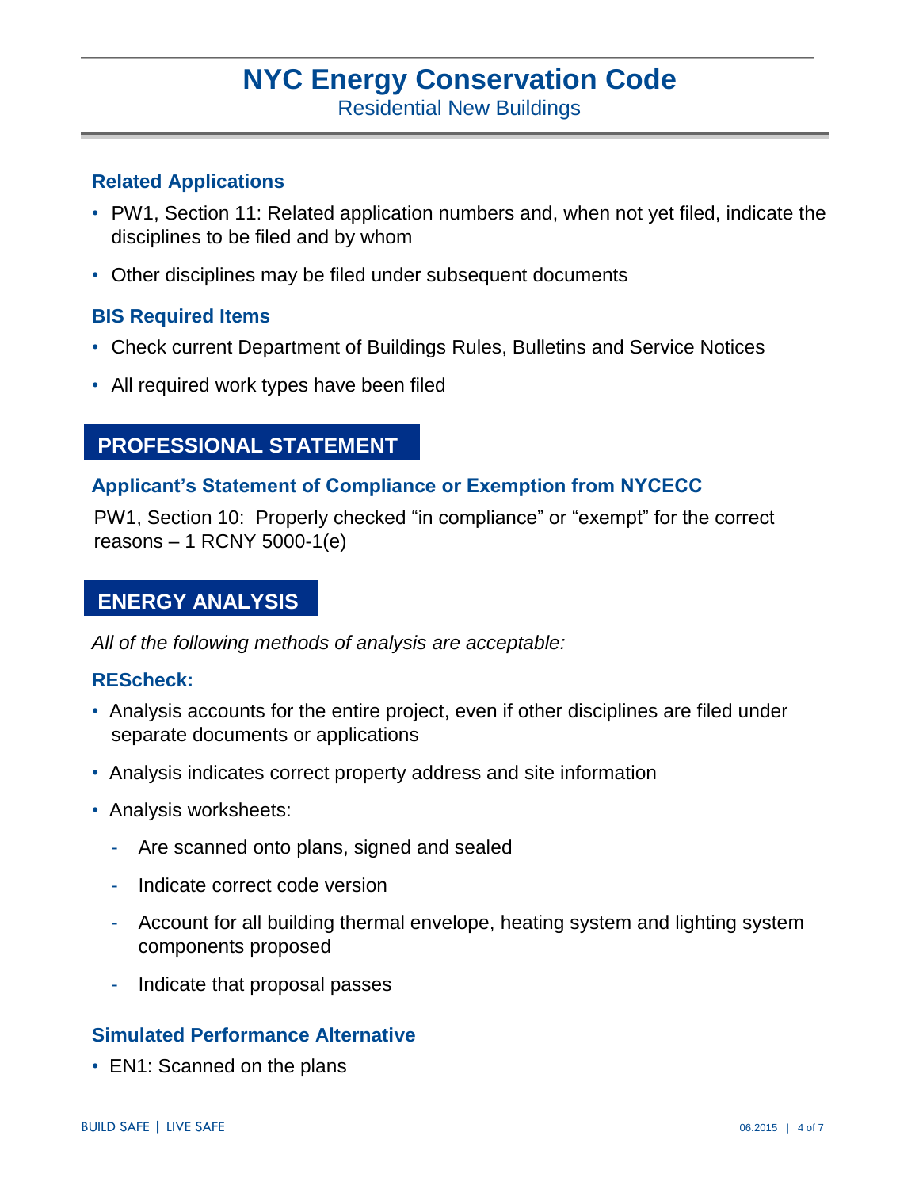### Related Applications

- PW1, Section 11: Related application numbers and, when not yet filed, indicate the disciplines to be filed and by whom
- Other disciplines may be filed under subsequent documents

### BIS Required Items

- Check current Department of Buildings Rules, Bulletins and Service Notices
- All required work types have been filed

## PROFESSIONAL STATEMENT

### Applicant's Statement of Compliance or Exemption from NYCECC

PW1, Section 10: Properly checked "in compliance" or "exempt" for the correct reasons – 1 RCNY 5000-1(e)

## ENERGY ANALYSIS

*All of the following methods of analysis are acceptable:*

### REScheck:

- Analysis accounts for the entire project, even if other disciplines are filed under separate documents or applications
- Analysis indicates correct property address and site information
- Analysis worksheets:
  - Are scanned onto plans, signed and sealed
  - Indicate correct code version
  - Account for all building thermal envelope, heating system and lighting system components proposed
  - Indicate that proposal passes

### Simulated Performance Alternative

- EN1: Scanned on the plans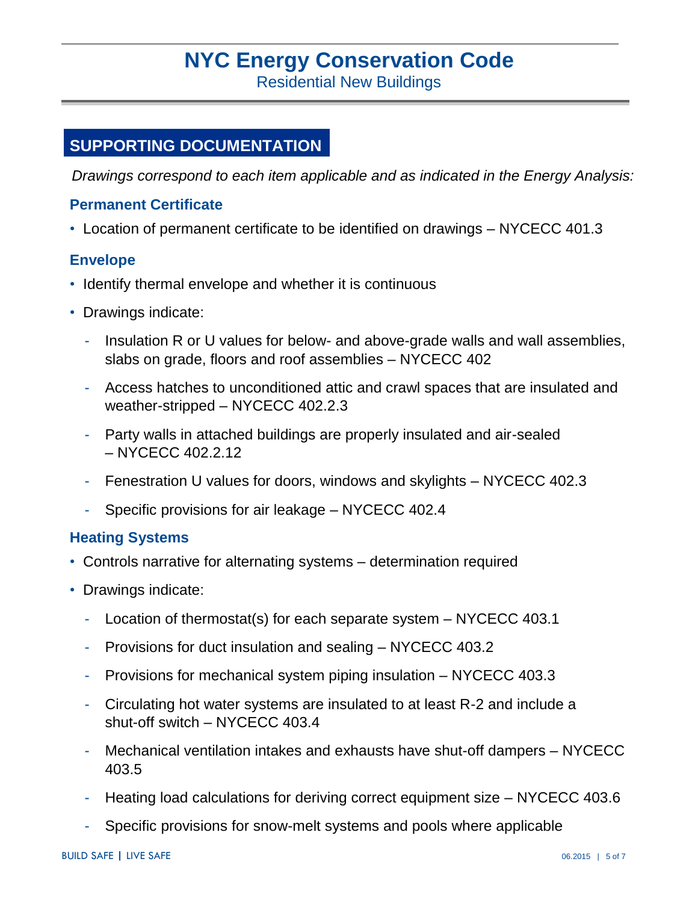# NYC Energy Conservation Code

Residential New Buildings

## SUPPORTING DOCUMENTATION

*Drawings correspond to each item applicable and as indicated in the Energy Analysis:*

### Permanent Certificate

- Location of permanent certificate to be identified on drawings – NYCECC 401.3

### Envelope

- Identify thermal envelope and whether it is continuous
- Drawings indicate:
  - Insulation R or U values for below- and above-grade walls and wall assemblies, slabs on grade, floors and roof assemblies – NYCECC 402
  - Access hatches to unconditioned attic and crawl spaces that are insulated and weather-stripped – NYCECC 402.2.3
  - Party walls in attached buildings are properly insulated and air-sealed – NYCECC 402.2.12
  - Fenestration U values for doors, windows and skylights – NYCECC 402.3
  - Specific provisions for air leakage – NYCECC 402.4

### Heating Systems

- Controls narrative for alternating systems – determination required
- Drawings indicate:
  - Location of thermostat(s) for each separate system – NYCECC 403.1
  - Provisions for duct insulation and sealing – NYCECC 403.2
  - Provisions for mechanical system piping insulation – NYCECC 403.3
  - Circulating hot water systems are insulated to at least R-2 and include a shut-off switch – NYCECC 403.4
  - Mechanical ventilation intakes and exhausts have shut-off dampers – NYCECC 403.5
  - Heating load calculations for deriving correct equipment size – NYCECC 403.6
  - Specific provisions for snow-melt systems and pools where applicable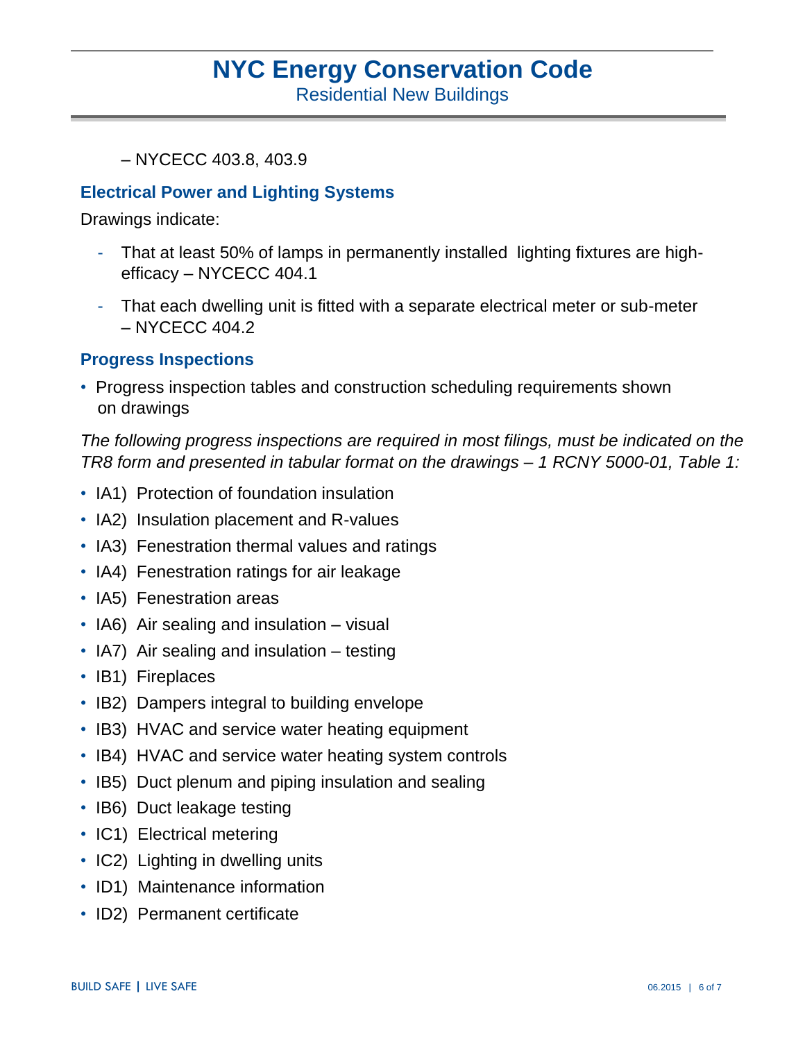– NYCECC 403.8, 403.9

### Electrical Power and Lighting Systems

Drawings indicate:

- That at least 50% of lamps in permanently installed lighting fixtures are high-efficacy – NYCECC 404.1
- That each dwelling unit is fitted with a separate electrical meter or sub-meter – NYCECC 404.2

### Progress Inspections

- Progress inspection tables and construction scheduling requirements shown on drawings

*The following progress inspections are required in most filings, must be indicated on the TR8 form and presented in tabular format on the drawings – 1 RCNY 5000-01, Table 1:*

- IA1) Protection of foundation insulation
- IA2) Insulation placement and R-values
- IA3) Fenestration thermal values and ratings
- IA4) Fenestration ratings for air leakage
- IA5) Fenestration areas
- IA6) Air sealing and insulation – visual
- IA7) Air sealing and insulation – testing
- IB1) Fireplaces
- IB2) Dampers integral to building envelope
- IB3) HVAC and service water heating equipment
- IB4) HVAC and service water heating system controls
- IB5) Duct plenum and piping insulation and sealing
- IB6) Duct leakage testing
- IC1) Electrical metering
- IC2) Lighting in dwelling units
- ID1) Maintenance information
- ID2) Permanent certificate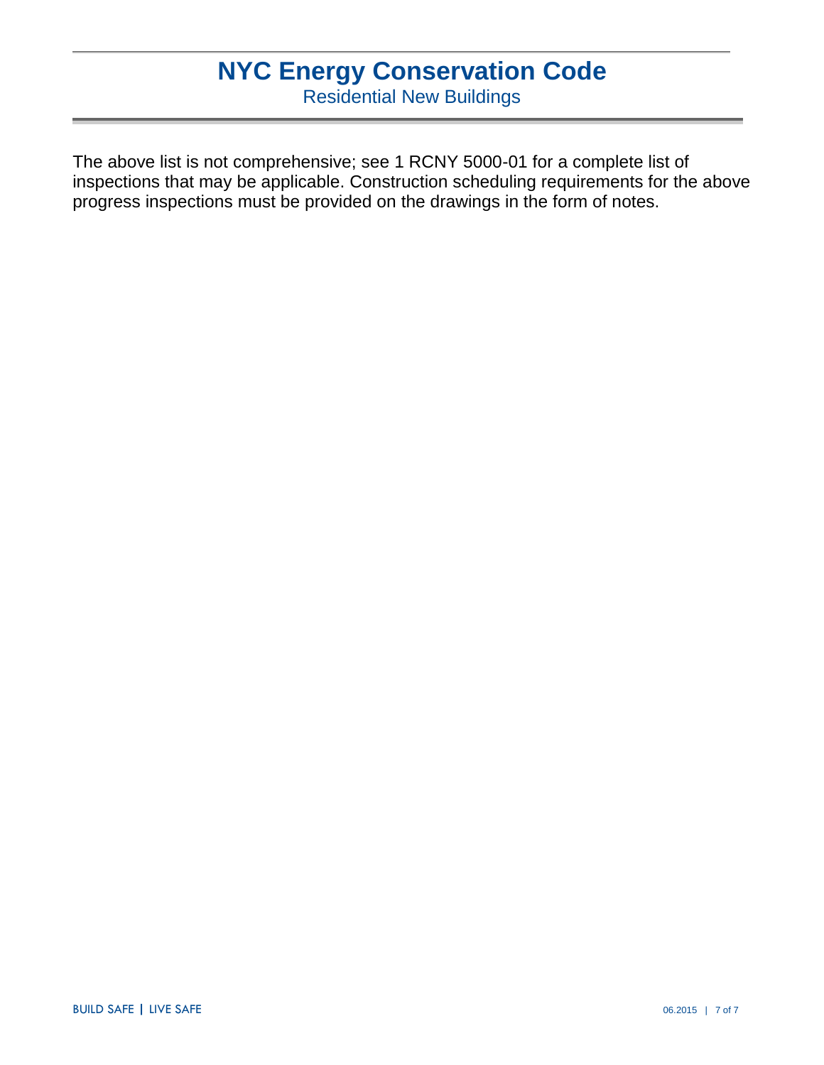The above list is not comprehensive; see 1 RCNY 5000-01 for a complete list of inspections that may be applicable. Construction scheduling requirements for the above progress inspections must be provided on the drawings in the form of notes.